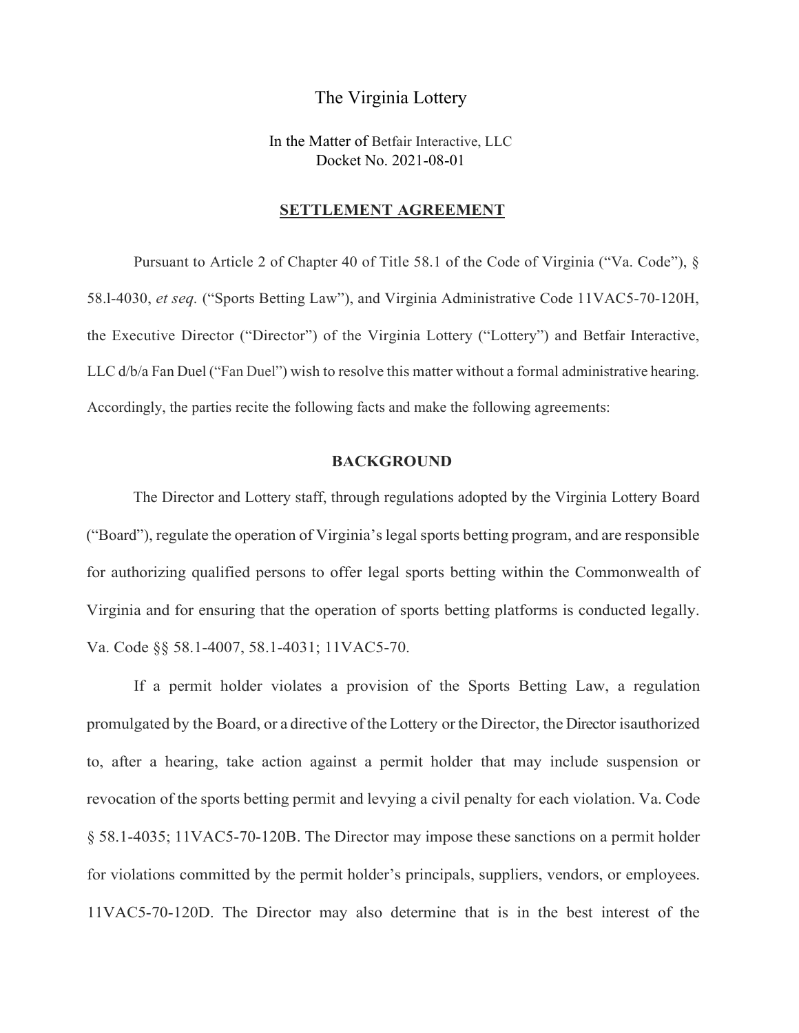The Virginia Lottery

In the Matter of Betfair Interactive, LLC
Docket No. 2021-08-01

## SETTLEMENT AGREEMENT

Pursuant to Article 2 of Chapter 40 of Title 58.1 of the Code of Virginia ("Va. Code"), § 58.l-4030, *et seq.* ("Sports Betting Law"), and Virginia Administrative Code 11VAC5-70-120H, the Executive Director ("Director") of the Virginia Lottery ("Lottery") and Betfair Interactive, LLC d/b/a Fan Duel ("Fan Duel") wish to resolve this matter without a formal administrative hearing. Accordingly, the parties recite the following facts and make the following agreements:

### BACKGROUND

The Director and Lottery staff, through regulations adopted by the Virginia Lottery Board ("Board"), regulate the operation of Virginia's legal sports betting program, and are responsible for authorizing qualified persons to offer legal sports betting within the Commonwealth of Virginia and for ensuring that the operation of sports betting platforms is conducted legally. Va. Code §§ 58.1-4007, 58.1-4031; 11VAC5-70.

If a permit holder violates a provision of the Sports Betting Law, a regulation promulgated by the Board, or a directive of the Lottery or the Director, the Director isauthorized to, after a hearing, take action against a permit holder that may include suspension or revocation of the sports betting permit and levying a civil penalty for each violation. Va. Code § 58.1-4035; 11VAC5-70-120B. The Director may impose these sanctions on a permit holder for violations committed by the permit holder's principals, suppliers, vendors, or employees. 11VAC5-70-120D. The Director may also determine that is in the best interest of the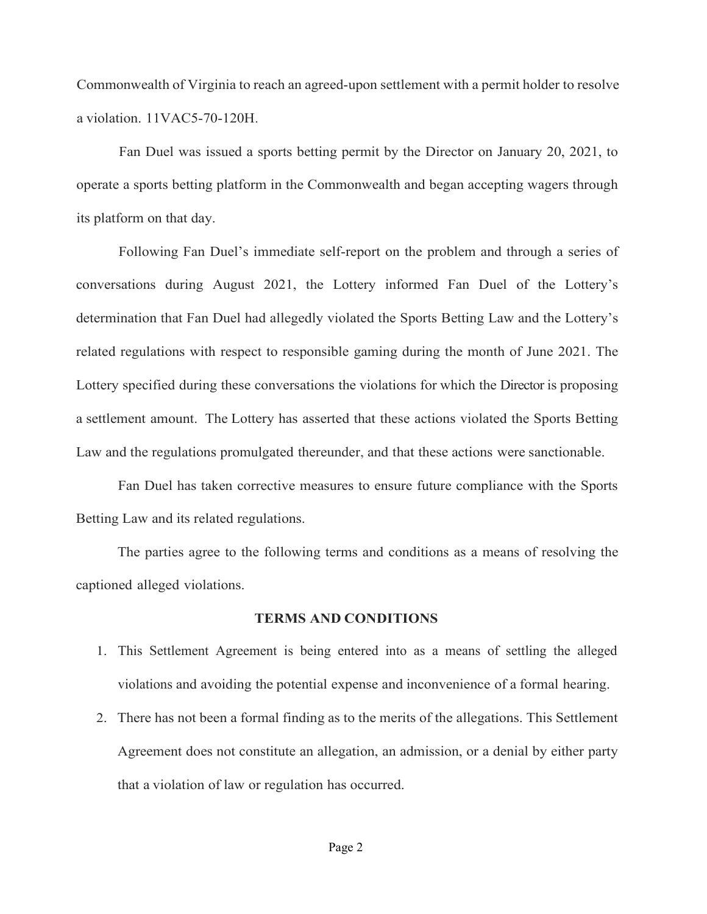Commonwealth of Virginia to reach an agreed-upon settlement with a permit holder to resolve a violation. 11VAC5-70-120H.

Fan Duel was issued a sports betting permit by the Director on January 20, 2021, to operate a sports betting platform in the Commonwealth and began accepting wagers through its platform on that day.

Following Fan Duel's immediate self-report on the problem and through a series of conversations during August 2021, the Lottery informed Fan Duel of the Lottery's determination that Fan Duel had allegedly violated the Sports Betting Law and the Lottery's related regulations with respect to responsible gaming during the month of June 2021. The Lottery specified during these conversations the violations for which the Director is proposing a settlement amount. The Lottery has asserted that these actions violated the Sports Betting Law and the regulations promulgated thereunder, and that these actions were sanctionable.

Fan Duel has taken corrective measures to ensure future compliance with the Sports Betting Law and its related regulations.

The parties agree to the following terms and conditions as a means of resolving the captioned alleged violations.

**TERMS AND CONDITIONS**

1. This Settlement Agreement is being entered into as a means of settling the alleged violations and avoiding the potential expense and inconvenience of a formal hearing.
2. There has not been a formal finding as to the merits of the allegations. This Settlement Agreement does not constitute an allegation, an admission, or a denial by either party that a violation of law or regulation has occurred.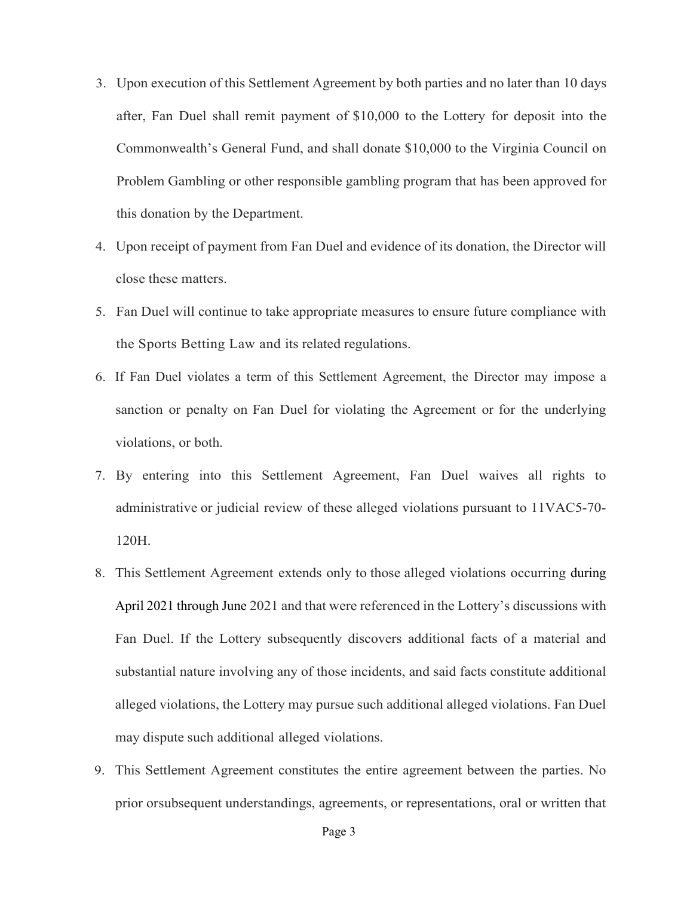3. Upon execution of this Settlement Agreement by both parties and no later than 10 days after, Fan Duel shall remit payment of $10,000 to the Lottery for deposit into the Commonwealth's General Fund, and shall donate $10,000 to the Virginia Council on Problem Gambling or other responsible gambling program that has been approved for this donation by the Department.
4. Upon receipt of payment from Fan Duel and evidence of its donation, the Director will close these matters.
5. Fan Duel will continue to take appropriate measures to ensure future compliance with the Sports Betting Law and its related regulations.
6. If Fan Duel violates a term of this Settlement Agreement, the Director may impose a sanction or penalty on Fan Duel for violating the Agreement or for the underlying violations, or both.
7. By entering into this Settlement Agreement, Fan Duel waives all rights to administrative or judicial review of these alleged violations pursuant to 11VAC5-70-120H.
8. This Settlement Agreement extends only to those alleged violations occurring during April 2021 through June 2021 and that were referenced in the Lottery's discussions with Fan Duel. If the Lottery subsequently discovers additional facts of a material and substantial nature involving any of those incidents, and said facts constitute additional alleged violations, the Lottery may pursue such additional alleged violations. Fan Duel may dispute such additional alleged violations.
9. This Settlement Agreement constitutes the entire agreement between the parties. No prior orsubsequent understandings, agreements, or representations, oral or written that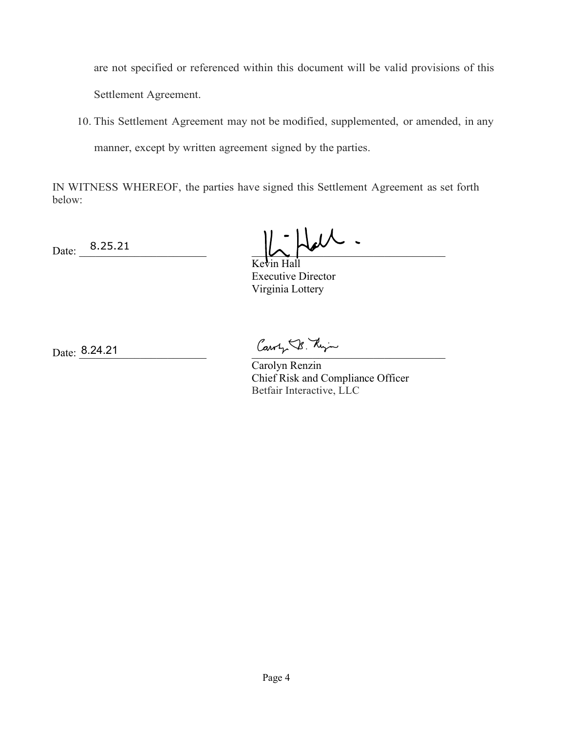are not specified or referenced within this document will be valid provisions of this Settlement Agreement.

10. This Settlement Agreement may not be modified, supplemented, or amended, in any manner, except by written agreement signed by the parties.

IN WITNESS WHEREOF, the parties have signed this Settlement Agreement as set forth below:

Date: 8.25.21

Kevin Hall
Executive Director
Virginia Lottery

Date: 8.24.21

Carolyn Renzin
Chief Risk and Compliance Officer
Betfair Interactive, LLC